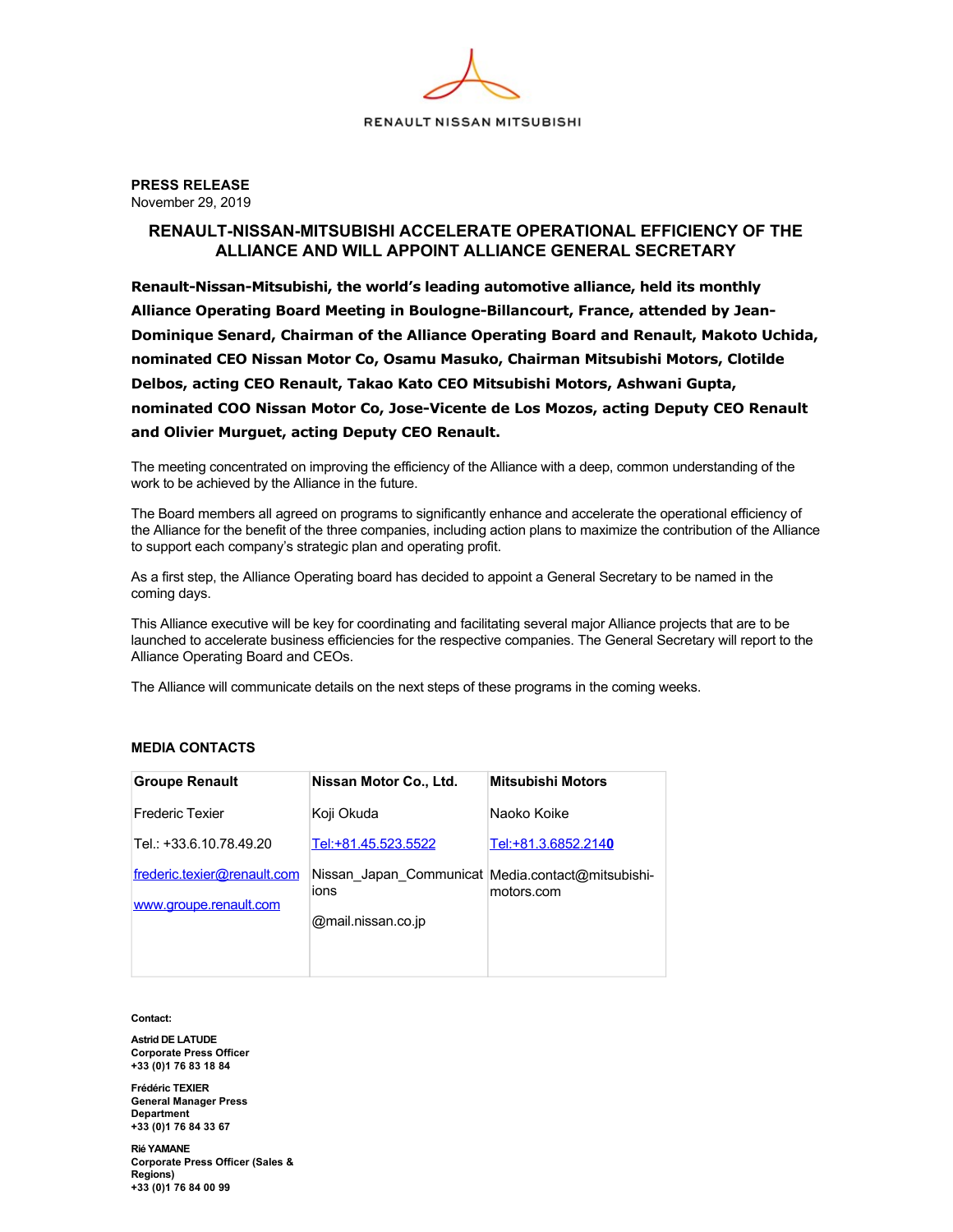RENAULT NISSAN MITSUBISHI

**PRESS RELEASE**
November 29, 2019

# RENAULT-NISSAN-MITSUBISHI ACCELERATE OPERATIONAL EFFICIENCY OF THE ALLIANCE AND WILL APPOINT ALLIANCE GENERAL SECRETARY

**Renault-Nissan-Mitsubishi, the world's leading automotive alliance, held its monthly Alliance Operating Board Meeting in Boulogne-Billancourt, France, attended by Jean-Dominique Senard, Chairman of the Alliance Operating Board and Renault, Makoto Uchida, nominated CEO Nissan Motor Co, Osamu Masuko, Chairman Mitsubishi Motors, Clotilde Delbos, acting CEO Renault, Takao Kato CEO Mitsubishi Motors, Ashwani Gupta, nominated COO Nissan Motor Co, Jose-Vicente de Los Mozos, acting Deputy CEO Renault and Olivier Murguet, acting Deputy CEO Renault.**

The meeting concentrated on improving the efficiency of the Alliance with a deep, common understanding of the work to be achieved by the Alliance in the future.

The Board members all agreed on programs to significantly enhance and accelerate the operational efficiency of the Alliance for the benefit of the three companies, including action plans to maximize the contribution of the Alliance to support each company's strategic plan and operating profit.

As a first step, the Alliance Operating board has decided to appoint a General Secretary to be named in the coming days.

This Alliance executive will be key for coordinating and facilitating several major Alliance projects that are to be launched to accelerate business efficiencies for the respective companies. The General Secretary will report to the Alliance Operating Board and CEOs.

The Alliance will communicate details on the next steps of these programs in the coming weeks.

**MEDIA CONTACTS**

| **Groupe Renault** | **Nissan Motor Co., Ltd.** | **Mitsubishi Motors** |
|---|---|---|
| Frederic Texier | Koji Okuda | Naoko Koike |
| Tel.: +33.6.10.78.49.20 | Tel:+81.45.523.5522 | Tel:+81.3.6852.2140 |
| frederic.texier@renault.com<br>www.groupe.renault.com | Nissan_Japan_Communications<br>@mail.nissan.co.jp | Media.contact@mitsubishi-motors.com |

**Contact:**

**Astrid DE LATUDE**
**Corporate Press Officer**
**+33 (0)1 76 83 18 84**

**Frédéric TEXIER**
**General Manager Press Department**
**+33 (0)1 76 84 33 67**

**Rié YAMANE**
**Corporate Press Officer (Sales & Regions)**
**+33 (0)1 76 84 00 99**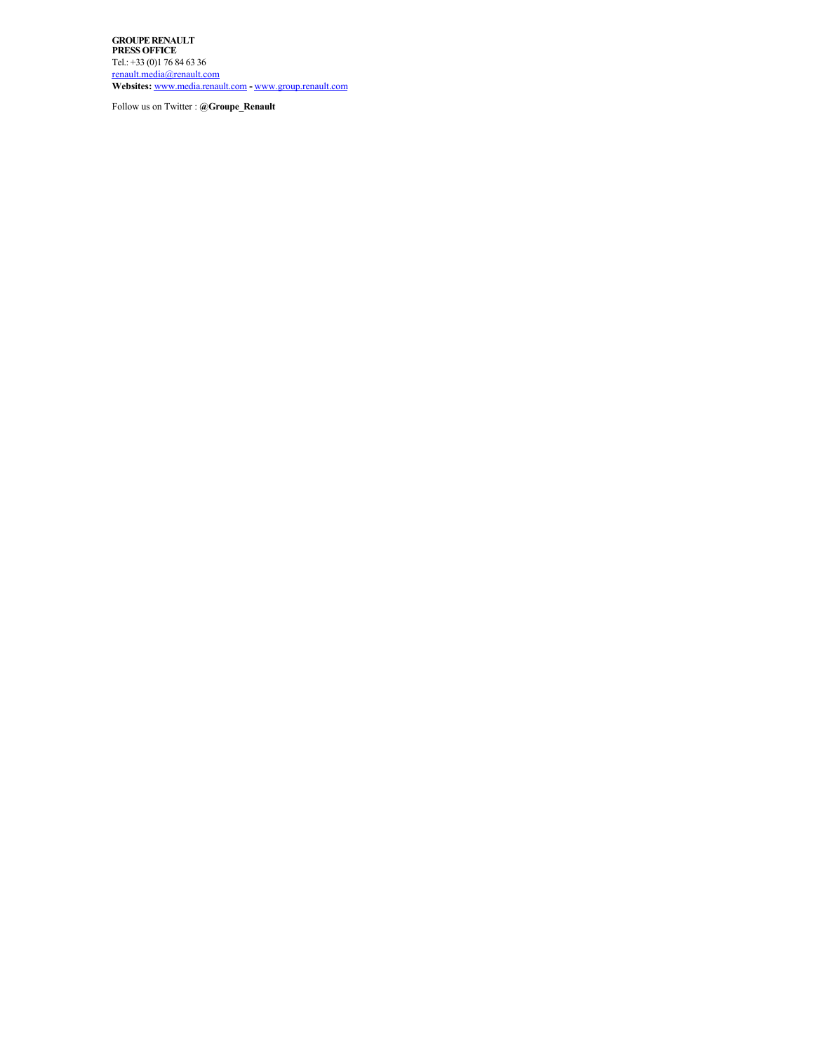**GROUPE RENAULT**
**PRESS OFFICE**
Tel.: +33 (0)1 76 84 63 36
[renault.media@renault.com](mailto:renault.media@renault.com)
**Websites:** [www.media.renault.com](http://www.media.renault.com) **-** [www.group.renault.com](http://www.group.renault.com)

Follow us on Twitter : **@Groupe_Renault**